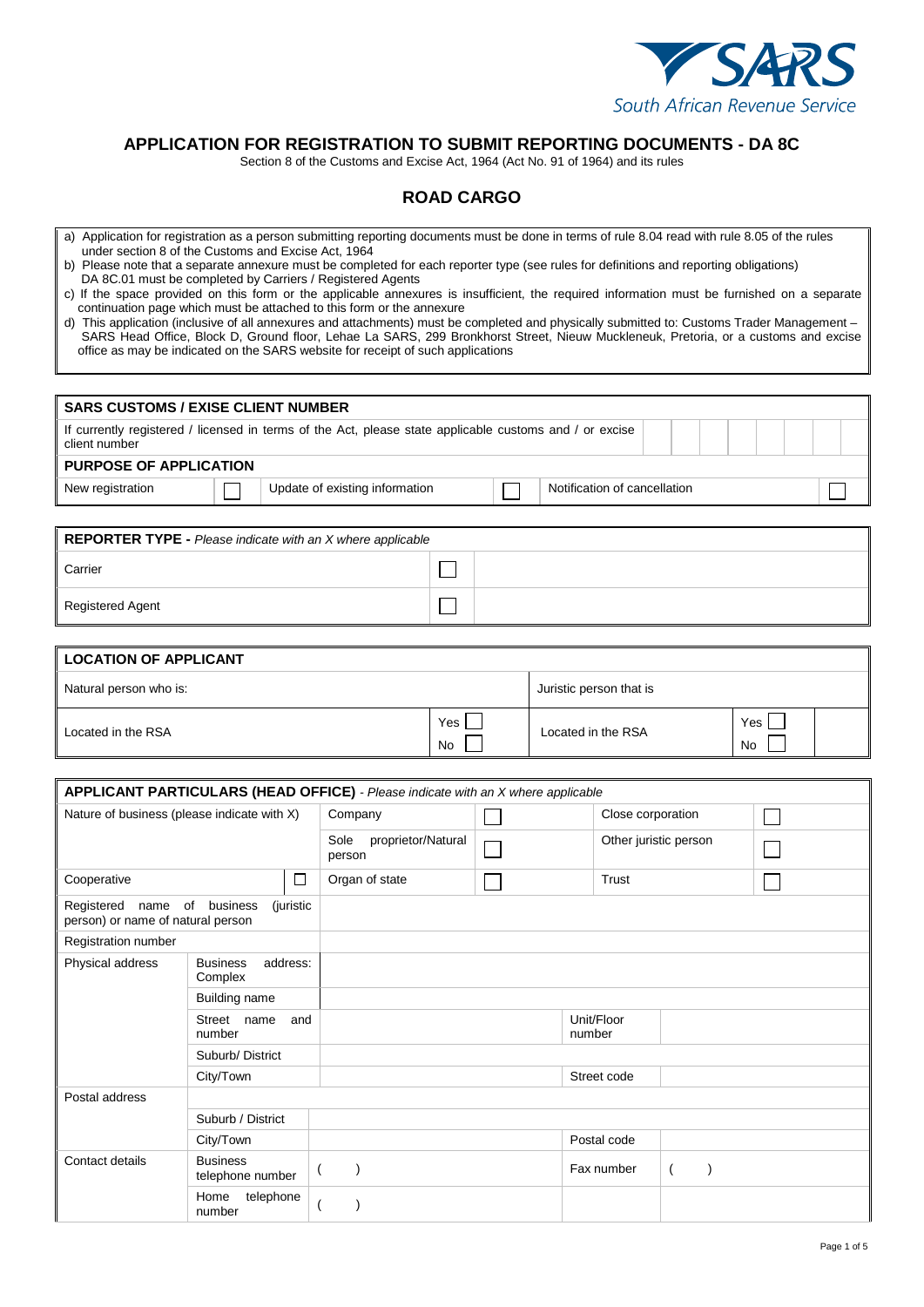# APPLICATION FOR REGISTRATION TO SUBMIT REPORTING DOCUMENTS - DA 8C

Section 8 of the Customs and Excise Act, 1964 (Act No. 91 of 1964) and its rules

## ROAD CARGO

a) Application for registration as a person submitting reporting documents must be done in terms of rule 8.04 read with rule 8.05 of the rules under section 8 of the Customs and Excise Act, 1964

b) Please note that a separate annexure must be completed for each reporter type (see rules for definitions and reporting obligations) DA 8C.01 must be completed by Carriers / Registered Agents

c) If the space provided on this form or the applicable annexures is insufficient, the required information must be furnished on a separate continuation page which must be attached to this form or the annexure

d) This application (inclusive of all annexures and attachments) must be completed and physically submitted to: Customs Trader Management – SARS Head Office, Block D, Ground floor, Lehae La SARS, 299 Bronkhorst Street, Nieuw Muckleneuk, Pretoria, or a customs and excise office as may be indicated on the SARS website for receipt of such applications

| **SARS CUSTOMS / EXISE CLIENT NUMBER** | | | | | |
|---|---|---|---|---|---|
| If currently registered / licensed in terms of the Act, please state applicable customs and / or excise client number | | | | | |
| **PURPOSE OF APPLICATION** | | | | | |
| New registration | ☐ | Update of existing information | ☐ | Notification of cancellation | ☐ |

| **REPORTER TYPE** - *Please indicate with an X where applicable* | | |
|---|---|---|
| Carrier | ☐ | |
| Registered Agent | ☐ | |

| **LOCATION OF APPLICANT** | | | |
|---|---|---|---|
| Natural person who is: | | Juristic person that is | |
| Located in the RSA | Yes ☐ No ☐ | Located in the RSA | Yes ☐ No ☐ |

| **APPLICANT PARTICULARS (HEAD OFFICE)** - *Please indicate with an X where applicable* | | | | | |
|---|---|---|---|---|---|
| Nature of business (please indicate with X) | | Company | ☐ | Close corporation | ☐ |
| | | Sole proprietor/Natural person | ☐ | Other juristic person | ☐ |
| Cooperative | ☐ | Organ of state | ☐ | Trust | ☐ |
| Registered name of business (juristic person) or name of natural person | | | | | |
| Registration number | | | | | |
| Physical address | Business address: Complex | | | | |
| | Building name | | | | |
| | Street name and number | | | Unit/Floor number | |
| | Suburb/ District | | | | |
| | City/Town | | | Street code | |
| Postal address | | | | | |
| | Suburb / District | | | | |
| | City/Town | | | Postal code | |
| Contact details | Business telephone number | ( ) | | Fax number | ( ) |
| | Home telephone number | ( ) | | | |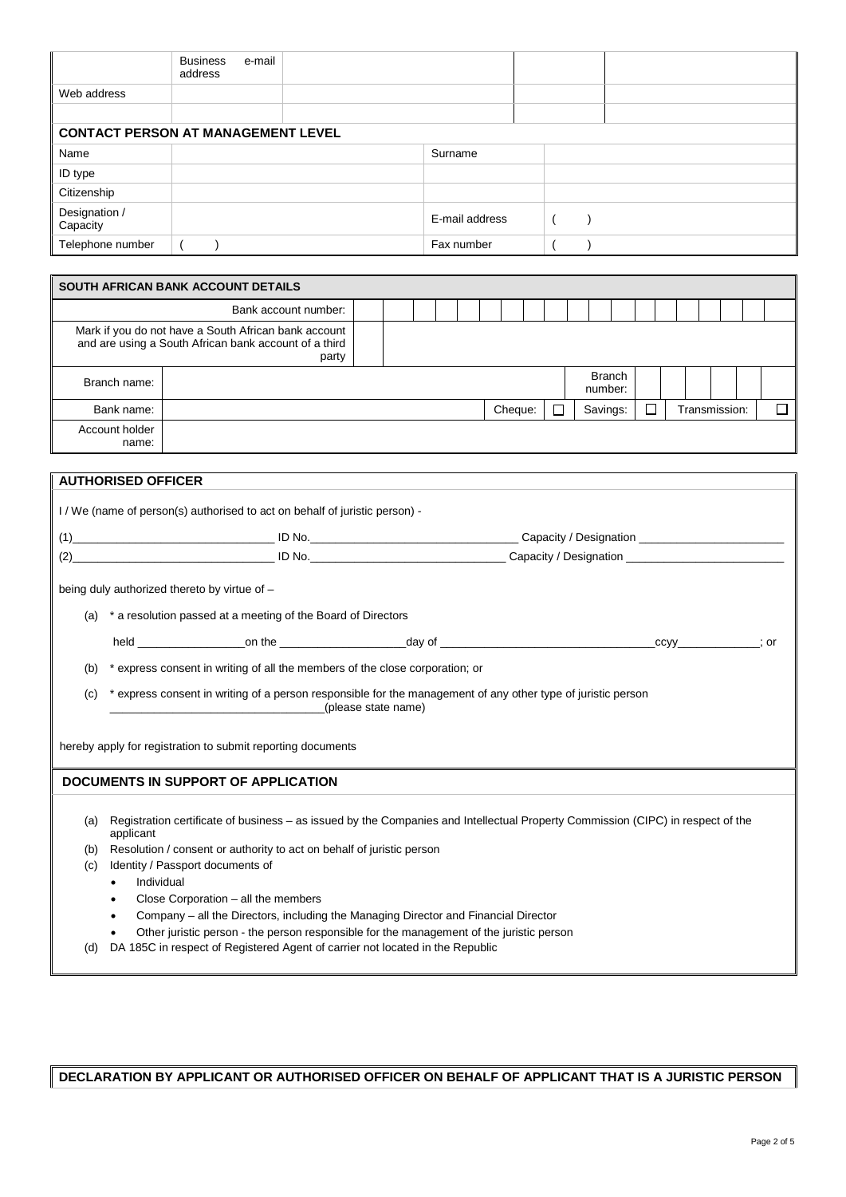|  | Business e-mail address |  |  |  |
|---|---|---|---|---|
| Web address |  |  |  |  |
|  |  |  |  |  |

| **CONTACT PERSON AT MANAGEMENT LEVEL** | | | |
|---|---|---|---|
| Name |  | Surname |  |
| ID type |  |  |  |
| Citizenship |  |  |  |
| Designation / Capacity |  | E-mail address | ( ) |
| Telephone number | ( ) | Fax number | ( ) |

| **SOUTH AFRICAN BANK ACCOUNT DETAILS** | | | | | | |
|---|---|---|---|---|---|---|
| Bank account number: | | | | | | |
| Mark if you do not have a South African bank account and are using a South African bank account of a third party | | | | | | |
| Branch name: |  |  |  | Branch number: |  |  |
| Bank name: |  | Cheque: | ☐ | Savings: ☐ | Transmission: | ☐ |
| Account holder name: |  |  |  |  |  |  |

## AUTHORISED OFFICER

I / We (name of person(s) authorised to act on behalf of juristic person) -

(1)________________________________ ID No.________________________________ Capacity / Designation ________________________

(2)________________________________ ID No.________________________________ Capacity / Designation ________________________

being duly authorized thereto by virtue of –

(a) * a resolution passed at a meeting of the Board of Directors

held _________________on the ___________________day of _________________________________ccyy_____________; or

(b) * express consent in writing of all the members of the close corporation; or

(c) * express consent in writing of a person responsible for the management of any other type of juristic person __________________________________(please state name)

hereby apply for registration to submit reporting documents

## DOCUMENTS IN SUPPORT OF APPLICATION

(a) Registration certificate of business – as issued by the Companies and Intellectual Property Commission (CIPC) in respect of the applicant

(b) Resolution / consent or authority to act on behalf of juristic person

(c) Identity / Passport documents of
- Individual
- Close Corporation – all the members
- Company – all the Directors, including the Managing Director and Financial Director
- Other juristic person - the person responsible for the management of the juristic person

(d) DA 185C in respect of Registered Agent of carrier not located in the Republic

## DECLARATION BY APPLICANT OR AUTHORISED OFFICER ON BEHALF OF APPLICANT THAT IS A JURISTIC PERSON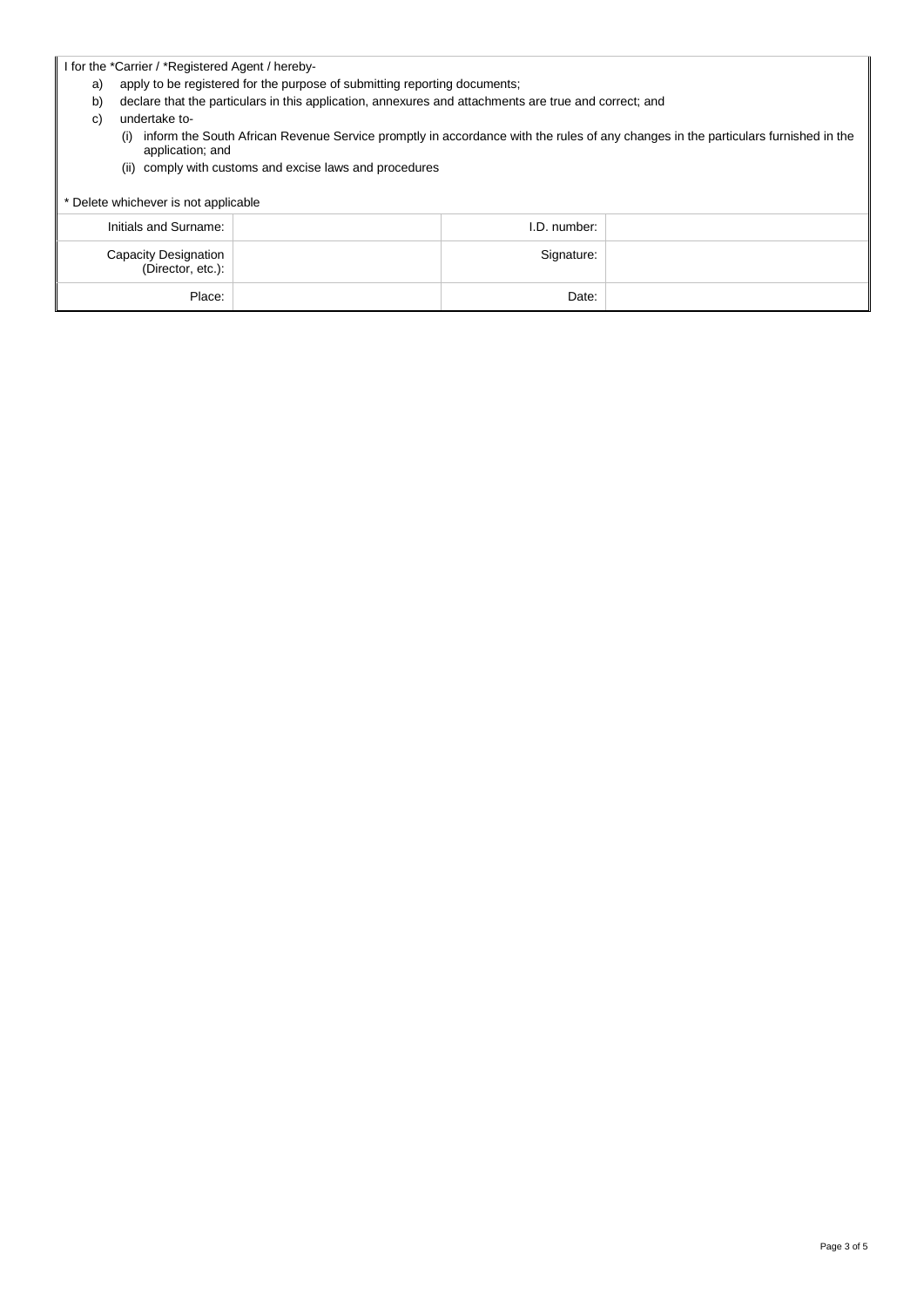I for the *Carrier / *Registered Agent / hereby-

a) apply to be registered for the purpose of submitting reporting documents;
b) declare that the particulars in this application, annexures and attachments are true and correct; and
c) undertake to-
   (i) inform the South African Revenue Service promptly in accordance with the rules of any changes in the particulars furnished in the application; and
   (ii) comply with customs and excise laws and procedures

* Delete whichever is not applicable

| | | | |
|---|---|---|---|
| Initials and Surname: | | I.D. number: | |
| Capacity Designation (Director, etc.): | | Signature: | |
| Place: | | Date: | |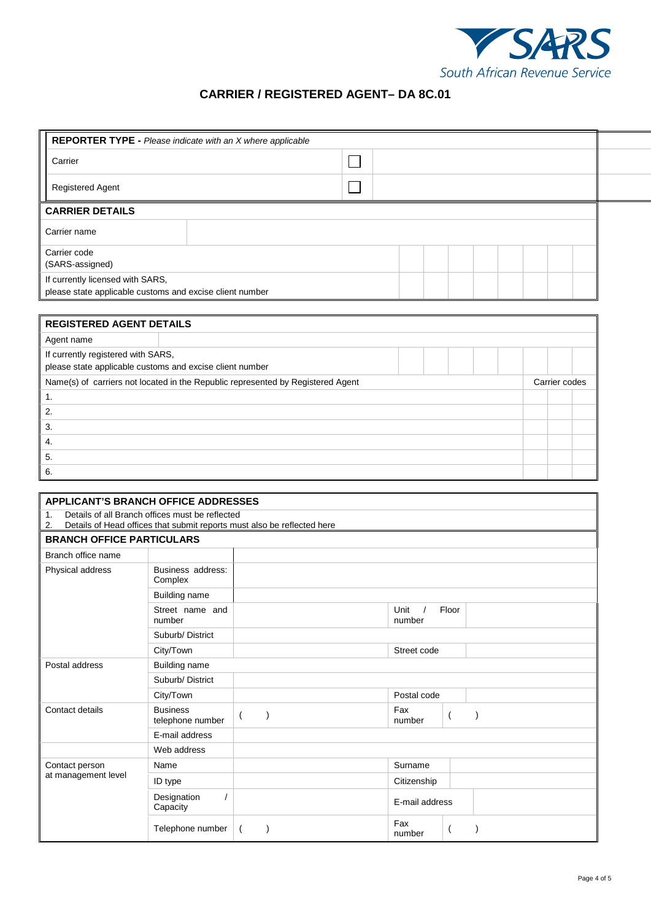SARS
South African Revenue Service

# CARRIER / REGISTERED AGENT– DA 8C.01

| **REPORTER TYPE -** *Please indicate with an X where applicable* | | |
|---|---|---|
| Carrier | ☐ | |
| Registered Agent | ☐ | |

| **CARRIER DETAILS** | | | | | | | | | |
|---|---|---|---|---|---|---|---|---|---|
| Carrier name | | | | | | | | | |
| Carrier code (SARS-assigned) | | | | | | | | | |
| If currently licensed with SARS, please state applicable customs and excise client number | | | | | | | | | |

| **REGISTERED AGENT DETAILS** | | | |
|---|---|---|---|
| Agent name | | | |
| If currently registered with SARS, please state applicable customs and excise client number | | | |
| Name(s) of carriers not located in the Republic represented by Registered Agent | Carrier codes | | |
| 1. | | | |
| 2. | | | |
| 3. | | | |
| 4. | | | |
| 5. | | | |
| 6. | | | |

**APPLICANT'S BRANCH OFFICE ADDRESSES**

1. Details of all Branch offices must be reflected
2. Details of Head offices that submit reports must also be reflected here

| **BRANCH OFFICE PARTICULARS** | | | | |
|---|---|---|---|---|
| Branch office name | | | | |
| Physical address | Business address: Complex | | | |
| | Building name | | | |
| | Street name and number | | Unit / Floor number | |
| | Suburb/ District | | | |
| | City/Town | | Street code | |
| Postal address | Building name | | | |
| | Suburb/ District | | | |
| | City/Town | | Postal code | |
| Contact details | Business telephone number | (   ) | Fax number | (   ) |
| | E-mail address | | | |
| | Web address | | | |
| Contact person at management level | Name | | Surname | |
| | ID type | | Citizenship | |
| | Designation / Capacity | | E-mail address | |
| | Telephone number | (   ) | Fax number | (   ) |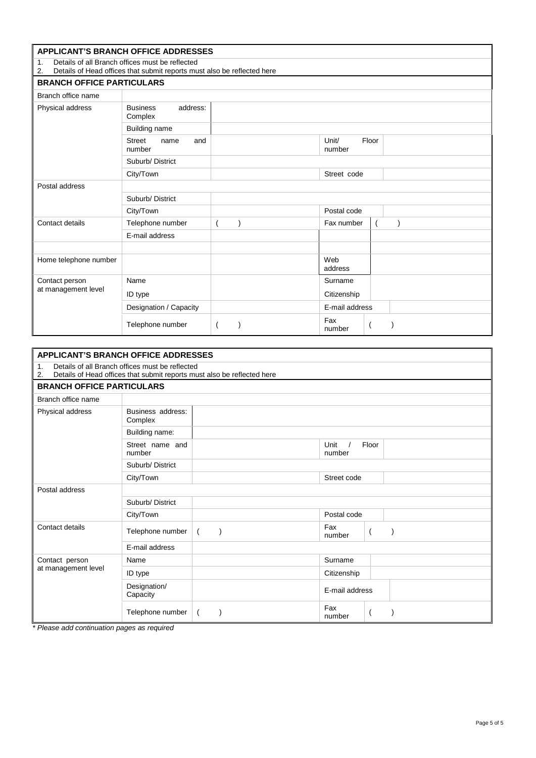## APPLICANT'S BRANCH OFFICE ADDRESSES

1. Details of all Branch offices must be reflected
2. Details of Head offices that submit reports must also be reflected here

### BRANCH OFFICE PARTICULARS

| | | | | |
|---|---|---|---|---|
| Branch office name | | | | |
| Physical address | Business address: Complex | | | |
| | Building name | | | |
| | Street name and number | | Unit/ Floor number | |
| | Suburb/ District | | | |
| | City/Town | | Street code | |
| Postal address | | | | |
| | Suburb/ District | | | |
| | City/Town | | Postal code | |
| Contact details | Telephone number | ( ) | Fax number | ( ) |
| | E-mail address | | | |
| | | | | |
| Home telephone number | | | Web address | |
| Contact person at management level | Name | | Surname | |
| | ID type | | Citizenship | |
| | Designation / Capacity | | E-mail address | |
| | Telephone number | ( ) | Fax number | ( ) |

## APPLICANT'S BRANCH OFFICE ADDRESSES

1. Details of all Branch offices must be reflected
2. Details of Head offices that submit reports must also be reflected here

### BRANCH OFFICE PARTICULARS

| | | | | |
|---|---|---|---|---|
| Branch office name | | | | |
| Physical address | Business address: Complex | | | |
| | Building name: | | | |
| | Street name and number | | Unit / Floor number | |
| | Suburb/ District | | | |
| | City/Town | | Street code | |
| Postal address | | | | |
| | Suburb/ District | | | |
| | City/Town | | Postal code | |
| Contact details | Telephone number | ( ) | Fax number | ( ) |
| | E-mail address | | | |
| Contact person at management level | Name | | Surname | |
| | ID type | | Citizenship | |
| | Designation/ Capacity | | E-mail address | |
| | Telephone number | ( ) | Fax number | ( ) |

*\* Please add continuation pages as required*